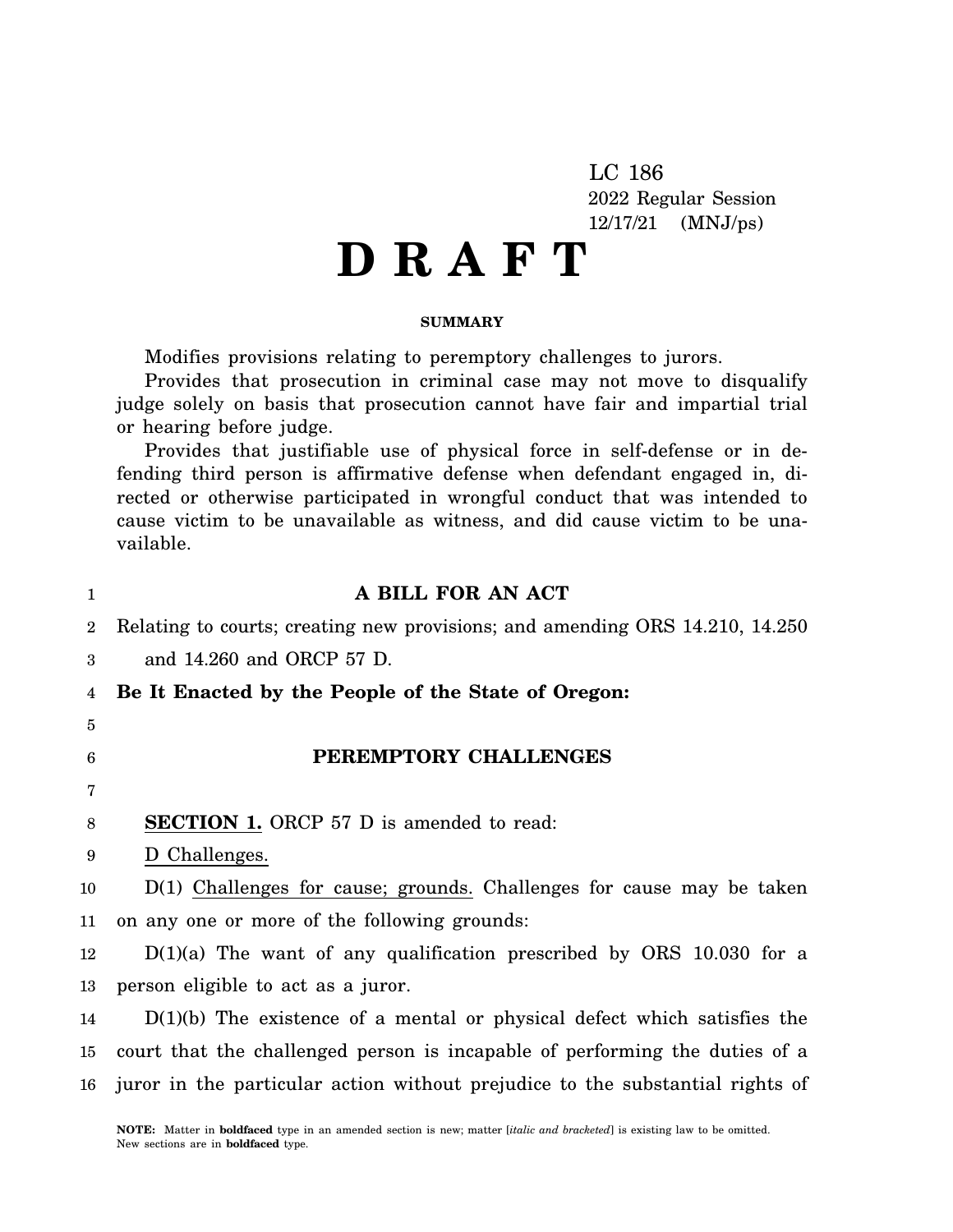LC 186
2022 Regular Session
12/17/21 (MNJ/ps)

# D R A F T

**SUMMARY**

Modifies provisions relating to peremptory challenges to jurors.

Provides that prosecution in criminal case may not move to disqualify judge solely on basis that prosecution cannot have fair and impartial trial or hearing before judge.

Provides that justifiable use of physical force in self-defense or in defending third person is affirmative defense when defendant engaged in, directed or otherwise participated in wrongful conduct that was intended to cause victim to be unavailable as witness, and did cause victim to be unavailable.

## A BILL FOR AN ACT

Relating to courts; creating new provisions; and amending ORS 14.210, 14.250 and 14.260 and ORCP 57 D.

**Be It Enacted by the People of the State of Oregon:**

## PEREMPTORY CHALLENGES

**SECTION 1.** ORCP 57 D is amended to read:

D Challenges.

D(1) Challenges for cause; grounds. Challenges for cause may be taken on any one or more of the following grounds:

D(1)(a) The want of any qualification prescribed by ORS 10.030 for a person eligible to act as a juror.

D(1)(b) The existence of a mental or physical defect which satisfies the court that the challenged person is incapable of performing the duties of a juror in the particular action without prejudice to the substantial rights of

**NOTE:** Matter in **boldfaced** type in an amended section is new; matter [*italic and bracketed*] is existing law to be omitted. New sections are in **boldfaced** type.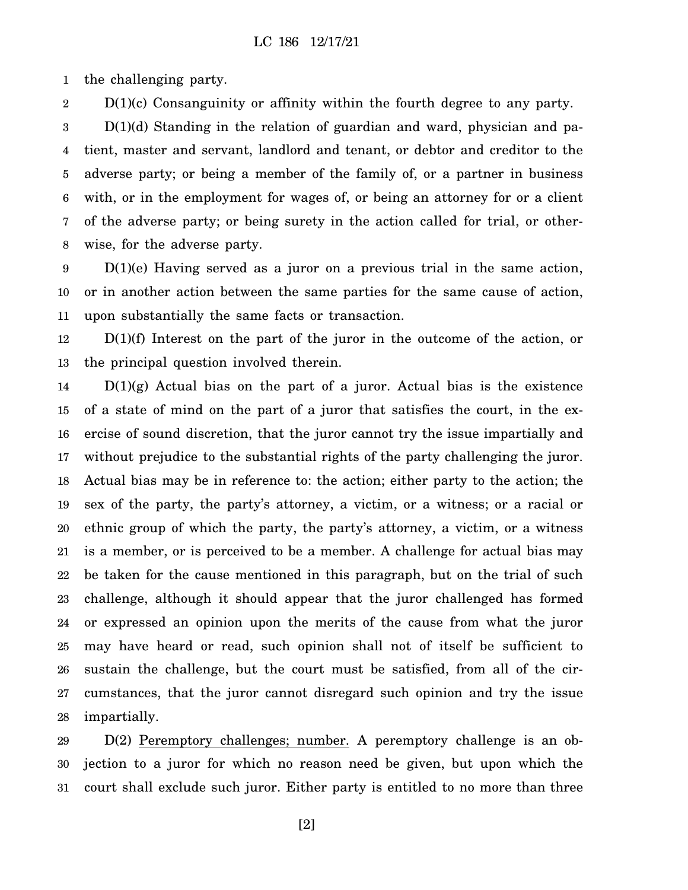the challenging party.

D(1)(c) Consanguinity or affinity within the fourth degree to any party.

D(1)(d) Standing in the relation of guardian and ward, physician and patient, master and servant, landlord and tenant, or debtor and creditor to the adverse party; or being a member of the family of, or a partner in business with, or in the employment for wages of, or being an attorney for or a client of the adverse party; or being surety in the action called for trial, or otherwise, for the adverse party.

D(1)(e) Having served as a juror on a previous trial in the same action, or in another action between the same parties for the same cause of action, upon substantially the same facts or transaction.

D(1)(f) Interest on the part of the juror in the outcome of the action, or the principal question involved therein.

D(1)(g) Actual bias on the part of a juror. Actual bias is the existence of a state of mind on the part of a juror that satisfies the court, in the exercise of sound discretion, that the juror cannot try the issue impartially and without prejudice to the substantial rights of the party challenging the juror. Actual bias may be in reference to: the action; either party to the action; the sex of the party, the party's attorney, a victim, or a witness; or a racial or ethnic group of which the party, the party's attorney, a victim, or a witness is a member, or is perceived to be a member. A challenge for actual bias may be taken for the cause mentioned in this paragraph, but on the trial of such challenge, although it should appear that the juror challenged has formed or expressed an opinion upon the merits of the cause from what the juror may have heard or read, such opinion shall not of itself be sufficient to sustain the challenge, but the court must be satisfied, from all of the circumstances, that the juror cannot disregard such opinion and try the issue impartially.

D(2) Peremptory challenges; number. A peremptory challenge is an objection to a juror for which no reason need be given, but upon which the court shall exclude such juror. Either party is entitled to no more than three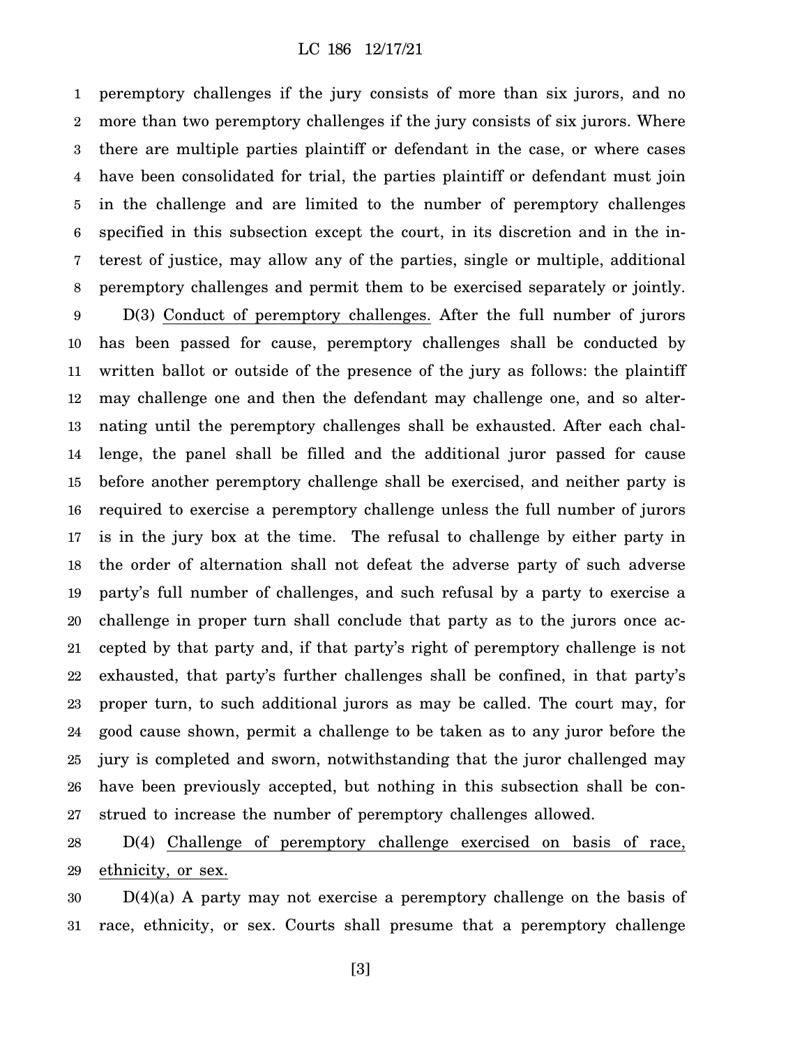peremptory challenges if the jury consists of more than six jurors, and no more than two peremptory challenges if the jury consists of six jurors. Where there are multiple parties plaintiff or defendant in the case, or where cases have been consolidated for trial, the parties plaintiff or defendant must join in the challenge and are limited to the number of peremptory challenges specified in this subsection except the court, in its discretion and in the interest of justice, may allow any of the parties, single or multiple, additional peremptory challenges and permit them to be exercised separately or jointly.

D(3) Conduct of peremptory challenges. After the full number of jurors has been passed for cause, peremptory challenges shall be conducted by written ballot or outside of the presence of the jury as follows: the plaintiff may challenge one and then the defendant may challenge one, and so alternating until the peremptory challenges shall be exhausted. After each challenge, the panel shall be filled and the additional juror passed for cause before another peremptory challenge shall be exercised, and neither party is required to exercise a peremptory challenge unless the full number of jurors is in the jury box at the time. The refusal to challenge by either party in the order of alternation shall not defeat the adverse party of such adverse party's full number of challenges, and such refusal by a party to exercise a challenge in proper turn shall conclude that party as to the jurors once accepted by that party and, if that party's right of peremptory challenge is not exhausted, that party's further challenges shall be confined, in that party's proper turn, to such additional jurors as may be called. The court may, for good cause shown, permit a challenge to be taken as to any juror before the jury is completed and sworn, notwithstanding that the juror challenged may have been previously accepted, but nothing in this subsection shall be construed to increase the number of peremptory challenges allowed.

D(4) Challenge of peremptory challenge exercised on basis of race, ethnicity, or sex.

D(4)(a) A party may not exercise a peremptory challenge on the basis of race, ethnicity, or sex. Courts shall presume that a peremptory challenge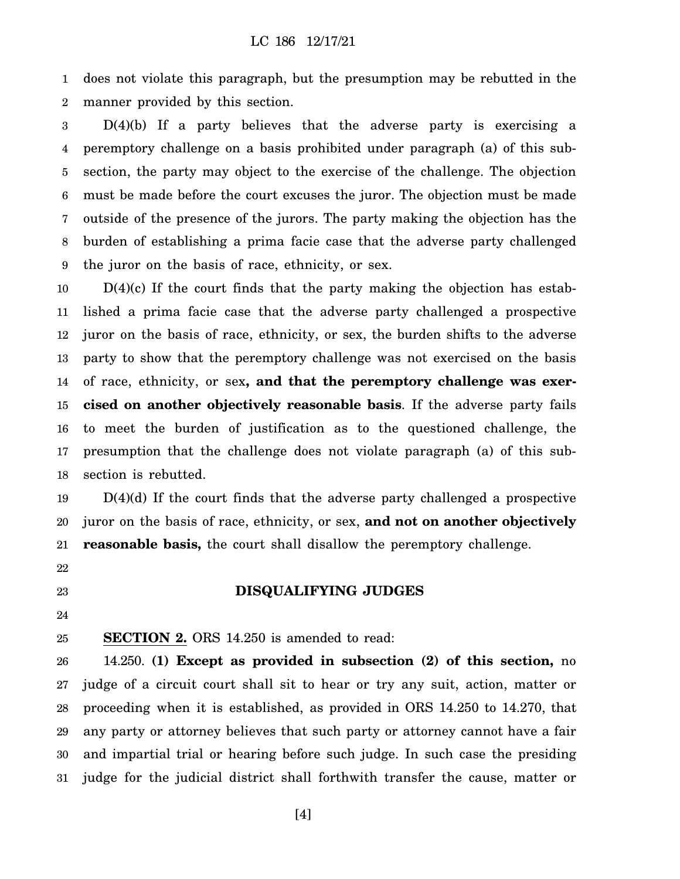does not violate this paragraph, but the presumption may be rebutted in the manner provided by this section.

D(4)(b) If a party believes that the adverse party is exercising a peremptory challenge on a basis prohibited under paragraph (a) of this subsection, the party may object to the exercise of the challenge. The objection must be made before the court excuses the juror. The objection must be made outside of the presence of the jurors. The party making the objection has the burden of establishing a prima facie case that the adverse party challenged the juror on the basis of race, ethnicity, or sex.

D(4)(c) If the court finds that the party making the objection has established a prima facie case that the adverse party challenged a prospective juror on the basis of race, ethnicity, or sex, the burden shifts to the adverse party to show that the peremptory challenge was not exercised on the basis of race, ethnicity, or sex**, and that the peremptory challenge was exercised on another objectively reasonable basis**. If the adverse party fails to meet the burden of justification as to the questioned challenge, the presumption that the challenge does not violate paragraph (a) of this subsection is rebutted.

D(4)(d) If the court finds that the adverse party challenged a prospective juror on the basis of race, ethnicity, or sex, **and not on another objectively reasonable basis,** the court shall disallow the peremptory challenge.

## DISQUALIFYING JUDGES

**SECTION 2.** ORS 14.250 is amended to read:

14.250. **(1) Except as provided in subsection (2) of this section,** no judge of a circuit court shall sit to hear or try any suit, action, matter or proceeding when it is established, as provided in ORS 14.250 to 14.270, that any party or attorney believes that such party or attorney cannot have a fair and impartial trial or hearing before such judge. In such case the presiding judge for the judicial district shall forthwith transfer the cause, matter or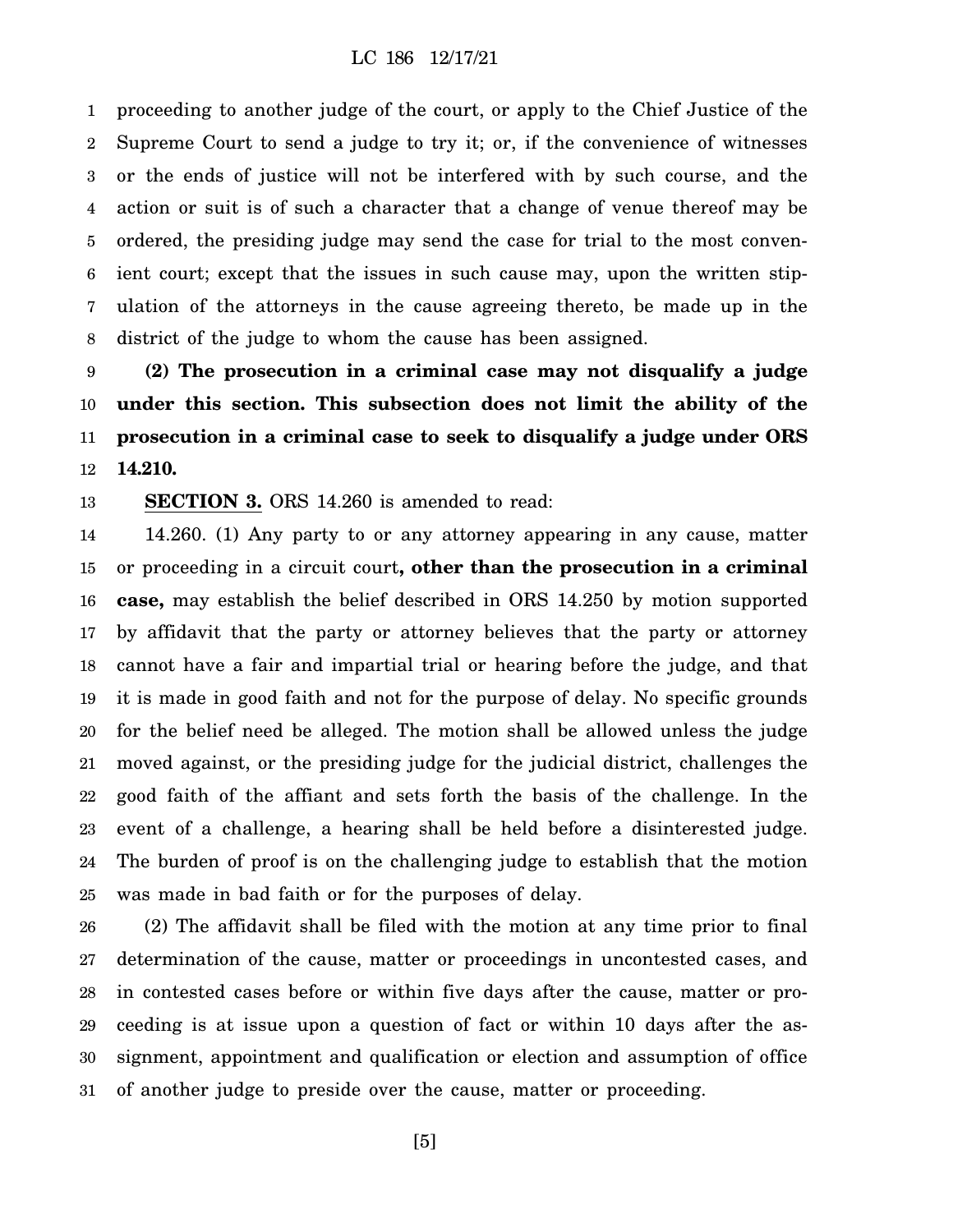proceeding to another judge of the court, or apply to the Chief Justice of the Supreme Court to send a judge to try it; or, if the convenience of witnesses or the ends of justice will not be interfered with by such course, and the action or suit is of such a character that a change of venue thereof may be ordered, the presiding judge may send the case for trial to the most convenient court; except that the issues in such cause may, upon the written stipulation of the attorneys in the cause agreeing thereto, be made up in the district of the judge to whom the cause has been assigned.

**(2) The prosecution in a criminal case may not disqualify a judge under this section. This subsection does not limit the ability of the prosecution in a criminal case to seek to disqualify a judge under ORS 14.210.**

**SECTION 3.** ORS 14.260 is amended to read:

14.260. (1) Any party to or any attorney appearing in any cause, matter or proceeding in a circuit court**, other than the prosecution in a criminal case,** may establish the belief described in ORS 14.250 by motion supported by affidavit that the party or attorney believes that the party or attorney cannot have a fair and impartial trial or hearing before the judge, and that it is made in good faith and not for the purpose of delay. No specific grounds for the belief need be alleged. The motion shall be allowed unless the judge moved against, or the presiding judge for the judicial district, challenges the good faith of the affiant and sets forth the basis of the challenge. In the event of a challenge, a hearing shall be held before a disinterested judge. The burden of proof is on the challenging judge to establish that the motion was made in bad faith or for the purposes of delay.

(2) The affidavit shall be filed with the motion at any time prior to final determination of the cause, matter or proceedings in uncontested cases, and in contested cases before or within five days after the cause, matter or proceeding is at issue upon a question of fact or within 10 days after the assignment, appointment and qualification or election and assumption of office of another judge to preside over the cause, matter or proceeding.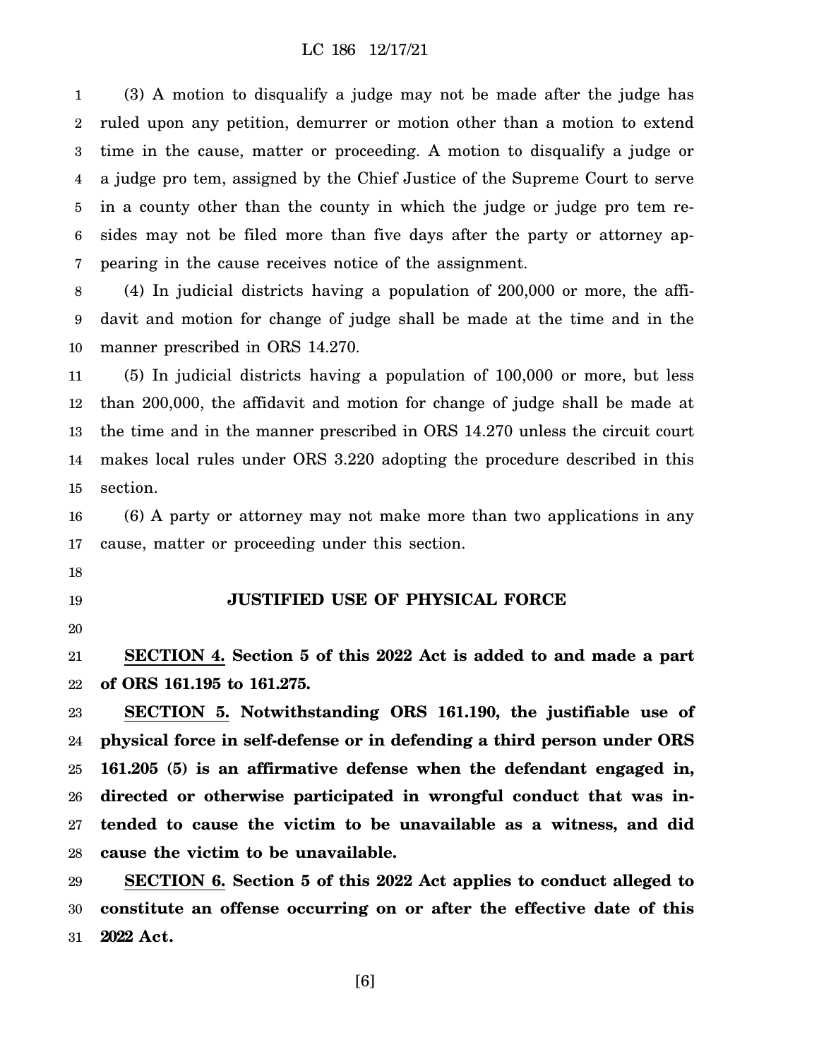(3) A motion to disqualify a judge may not be made after the judge has ruled upon any petition, demurrer or motion other than a motion to extend time in the cause, matter or proceeding. A motion to disqualify a judge or a judge pro tem, assigned by the Chief Justice of the Supreme Court to serve in a county other than the county in which the judge or judge pro tem resides may not be filed more than five days after the party or attorney appearing in the cause receives notice of the assignment.

(4) In judicial districts having a population of 200,000 or more, the affidavit and motion for change of judge shall be made at the time and in the manner prescribed in ORS 14.270.

(5) In judicial districts having a population of 100,000 or more, but less than 200,000, the affidavit and motion for change of judge shall be made at the time and in the manner prescribed in ORS 14.270 unless the circuit court makes local rules under ORS 3.220 adopting the procedure described in this section.

(6) A party or attorney may not make more than two applications in any cause, matter or proceeding under this section.

## JUSTIFIED USE OF PHYSICAL FORCE

**SECTION 4. Section 5 of this 2022 Act is added to and made a part of ORS 161.195 to 161.275.**

**SECTION 5. Notwithstanding ORS 161.190, the justifiable use of physical force in self-defense or in defending a third person under ORS 161.205 (5) is an affirmative defense when the defendant engaged in, directed or otherwise participated in wrongful conduct that was intended to cause the victim to be unavailable as a witness, and did cause the victim to be unavailable.**

**SECTION 6. Section 5 of this 2022 Act applies to conduct alleged to constitute an offense occurring on or after the effective date of this 2022 Act.**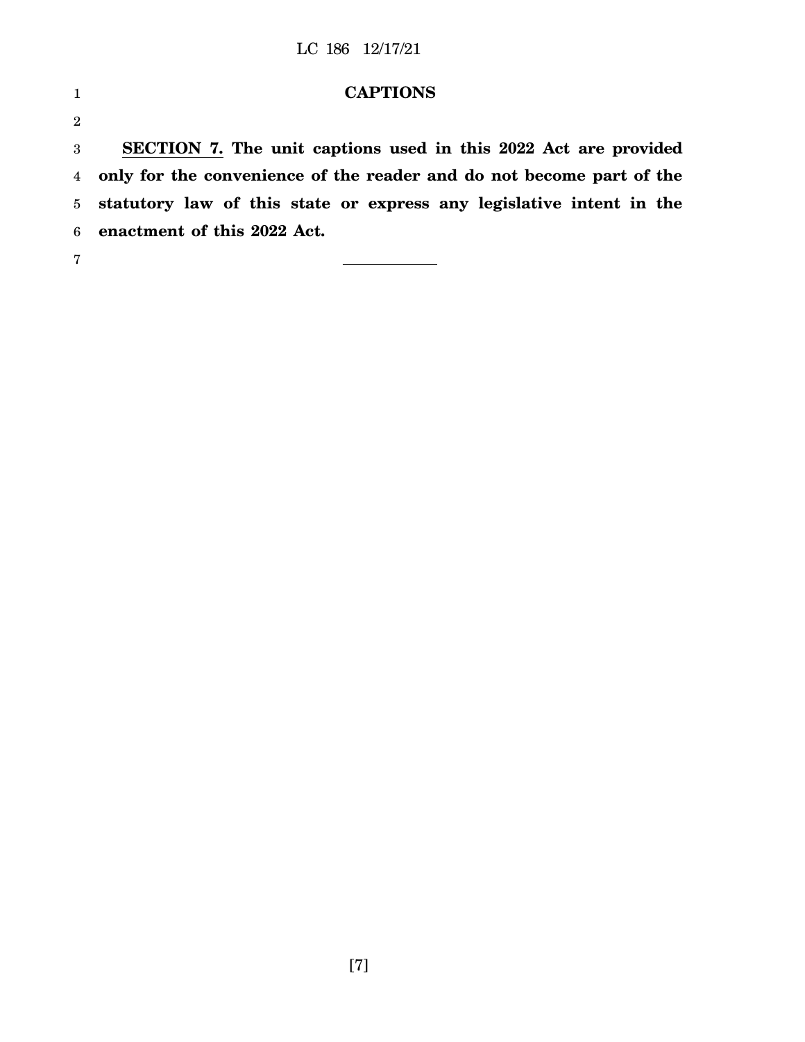## CAPTIONS

**SECTION 7. The unit captions used in this 2022 Act are provided only for the convenience of the reader and do not become part of the statutory law of this state or express any legislative intent in the enactment of this 2022 Act.**